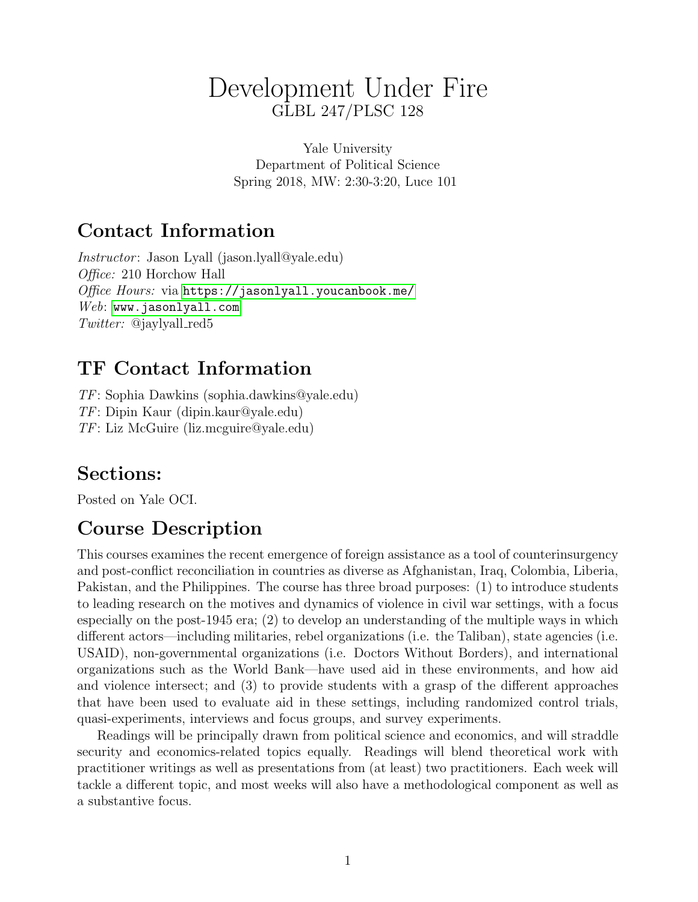# Development Under Fire

GLBL 247/PLSC 128

Yale University
Department of Political Science
Spring 2018, MW: 2:30-3:20, Luce 101

## Contact Information

*Instructor*: Jason Lyall (jason.lyall@yale.edu)
*Office:* 210 Horchow Hall
*Office Hours:* via https://jasonlyall.youcanbook.me/
*Web*: www.jasonlyall.com
*Twitter:* @jaylyall_red5

## TF Contact Information

*TF*: Sophia Dawkins (sophia.dawkins@yale.edu)
*TF*: Dipin Kaur (dipin.kaur@yale.edu)
*TF*: Liz McGuire (liz.mcguire@yale.edu)

## Sections:

Posted on Yale OCI.

## Course Description

This courses examines the recent emergence of foreign assistance as a tool of counterinsurgency and post-conflict reconciliation in countries as diverse as Afghanistan, Iraq, Colombia, Liberia, Pakistan, and the Philippines. The course has three broad purposes: (1) to introduce students to leading research on the motives and dynamics of violence in civil war settings, with a focus especially on the post-1945 era; (2) to develop an understanding of the multiple ways in which different actors—including militaries, rebel organizations (i.e. the Taliban), state agencies (i.e. USAID), non-governmental organizations (i.e. Doctors Without Borders), and international organizations such as the World Bank—have used aid in these environments, and how aid and violence intersect; and (3) to provide students with a grasp of the different approaches that have been used to evaluate aid in these settings, including randomized control trials, quasi-experiments, interviews and focus groups, and survey experiments.

Readings will be principally drawn from political science and economics, and will straddle security and economics-related topics equally. Readings will blend theoretical work with practitioner writings as well as presentations from (at least) two practitioners. Each week will tackle a different topic, and most weeks will also have a methodological component as well as a substantive focus.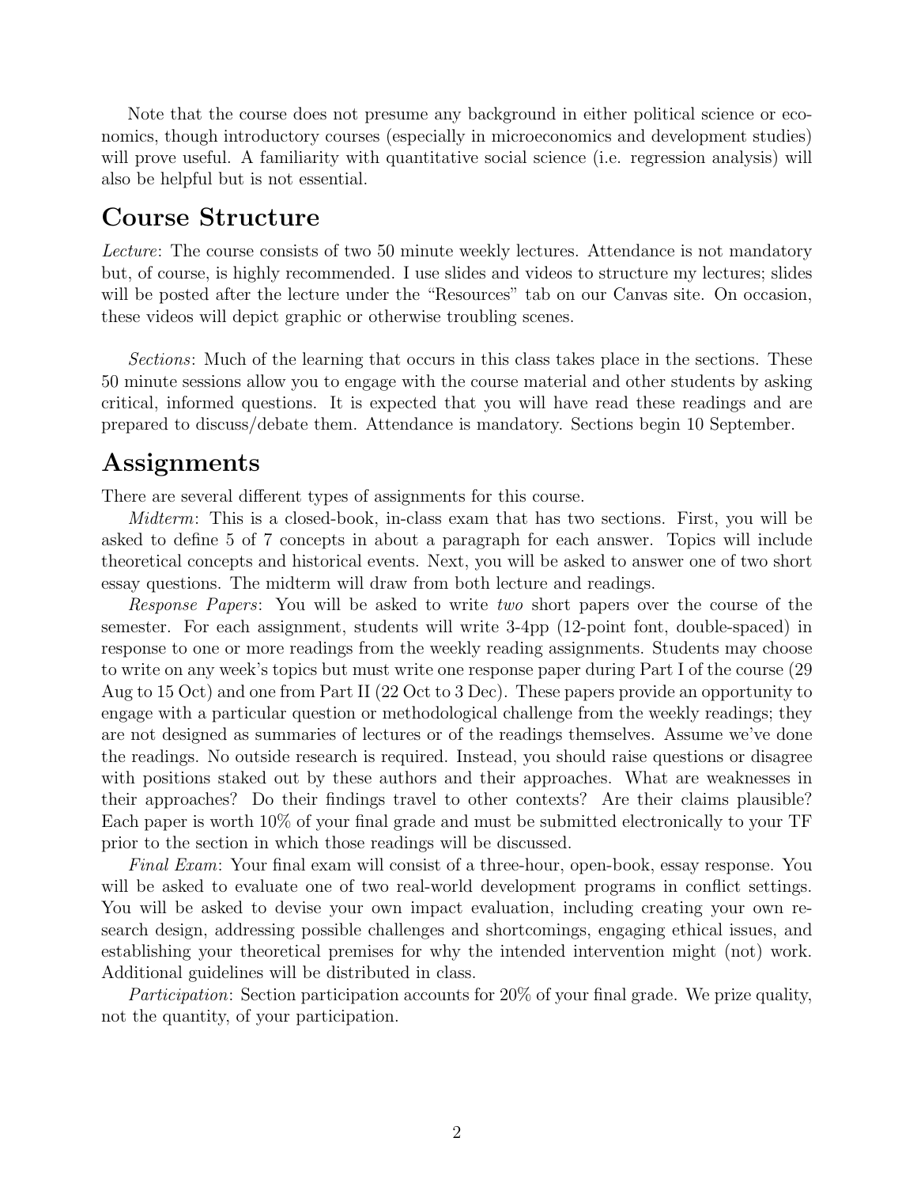Note that the course does not presume any background in either political science or economics, though introductory courses (especially in microeconomics and development studies) will prove useful. A familiarity with quantitative social science (i.e. regression analysis) will also be helpful but is not essential.

## Course Structure

*Lecture*: The course consists of two 50 minute weekly lectures. Attendance is not mandatory but, of course, is highly recommended. I use slides and videos to structure my lectures; slides will be posted after the lecture under the "Resources" tab on our Canvas site. On occasion, these videos will depict graphic or otherwise troubling scenes.

*Sections*: Much of the learning that occurs in this class takes place in the sections. These 50 minute sessions allow you to engage with the course material and other students by asking critical, informed questions. It is expected that you will have read these readings and are prepared to discuss/debate them. Attendance is mandatory. Sections begin 10 September.

## Assignments

There are several different types of assignments for this course.

*Midterm*: This is a closed-book, in-class exam that has two sections. First, you will be asked to define 5 of 7 concepts in about a paragraph for each answer. Topics will include theoretical concepts and historical events. Next, you will be asked to answer one of two short essay questions. The midterm will draw from both lecture and readings.

*Response Papers*: You will be asked to write *two* short papers over the course of the semester. For each assignment, students will write 3-4pp (12-point font, double-spaced) in response to one or more readings from the weekly reading assignments. Students may choose to write on any week's topics but must write one response paper during Part I of the course (29 Aug to 15 Oct) and one from Part II (22 Oct to 3 Dec). These papers provide an opportunity to engage with a particular question or methodological challenge from the weekly readings; they are not designed as summaries of lectures or of the readings themselves. Assume we've done the readings. No outside research is required. Instead, you should raise questions or disagree with positions staked out by these authors and their approaches. What are weaknesses in their approaches? Do their findings travel to other contexts? Are their claims plausible? Each paper is worth 10% of your final grade and must be submitted electronically to your TF prior to the section in which those readings will be discussed.

*Final Exam*: Your final exam will consist of a three-hour, open-book, essay response. You will be asked to evaluate one of two real-world development programs in conflict settings. You will be asked to devise your own impact evaluation, including creating your own research design, addressing possible challenges and shortcomings, engaging ethical issues, and establishing your theoretical premises for why the intended intervention might (not) work. Additional guidelines will be distributed in class.

*Participation*: Section participation accounts for 20% of your final grade. We prize quality, not the quantity, of your participation.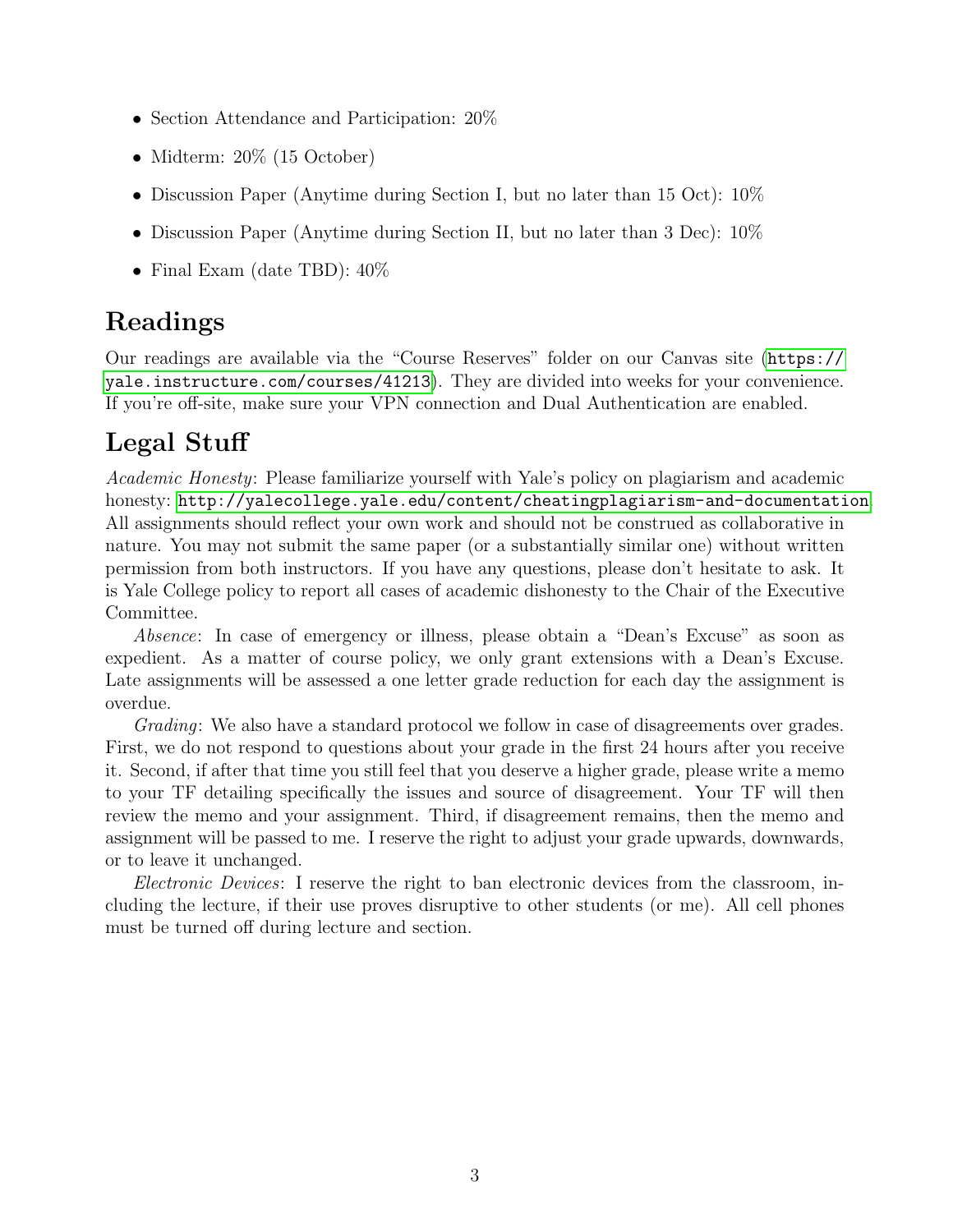- Section Attendance and Participation: 20%
- Midterm: 20% (15 October)
- Discussion Paper (Anytime during Section I, but no later than 15 Oct): 10%
- Discussion Paper (Anytime during Section II, but no later than 3 Dec): 10%
- Final Exam (date TBD): 40%

## Readings

Our readings are available via the "Course Reserves" folder on our Canvas site (https://yale.instructure.com/courses/41213). They are divided into weeks for your convenience. If you're off-site, make sure your VPN connection and Dual Authentication are enabled.

## Legal Stuff

*Academic Honesty*: Please familiarize yourself with Yale's policy on plagiarism and academic honesty: http://yalecollege.yale.edu/content/cheatingplagiarism-and-documentation All assignments should reflect your own work and should not be construed as collaborative in nature. You may not submit the same paper (or a substantially similar one) without written permission from both instructors. If you have any questions, please don't hesitate to ask. It is Yale College policy to report all cases of academic dishonesty to the Chair of the Executive Committee.

*Absence*: In case of emergency or illness, please obtain a "Dean's Excuse" as soon as expedient. As a matter of course policy, we only grant extensions with a Dean's Excuse. Late assignments will be assessed a one letter grade reduction for each day the assignment is overdue.

*Grading*: We also have a standard protocol we follow in case of disagreements over grades. First, we do not respond to questions about your grade in the first 24 hours after you receive it. Second, if after that time you still feel that you deserve a higher grade, please write a memo to your TF detailing specifically the issues and source of disagreement. Your TF will then review the memo and your assignment. Third, if disagreement remains, then the memo and assignment will be passed to me. I reserve the right to adjust your grade upwards, downwards, or to leave it unchanged.

*Electronic Devices*: I reserve the right to ban electronic devices from the classroom, including the lecture, if their use proves disruptive to other students (or me). All cell phones must be turned off during lecture and section.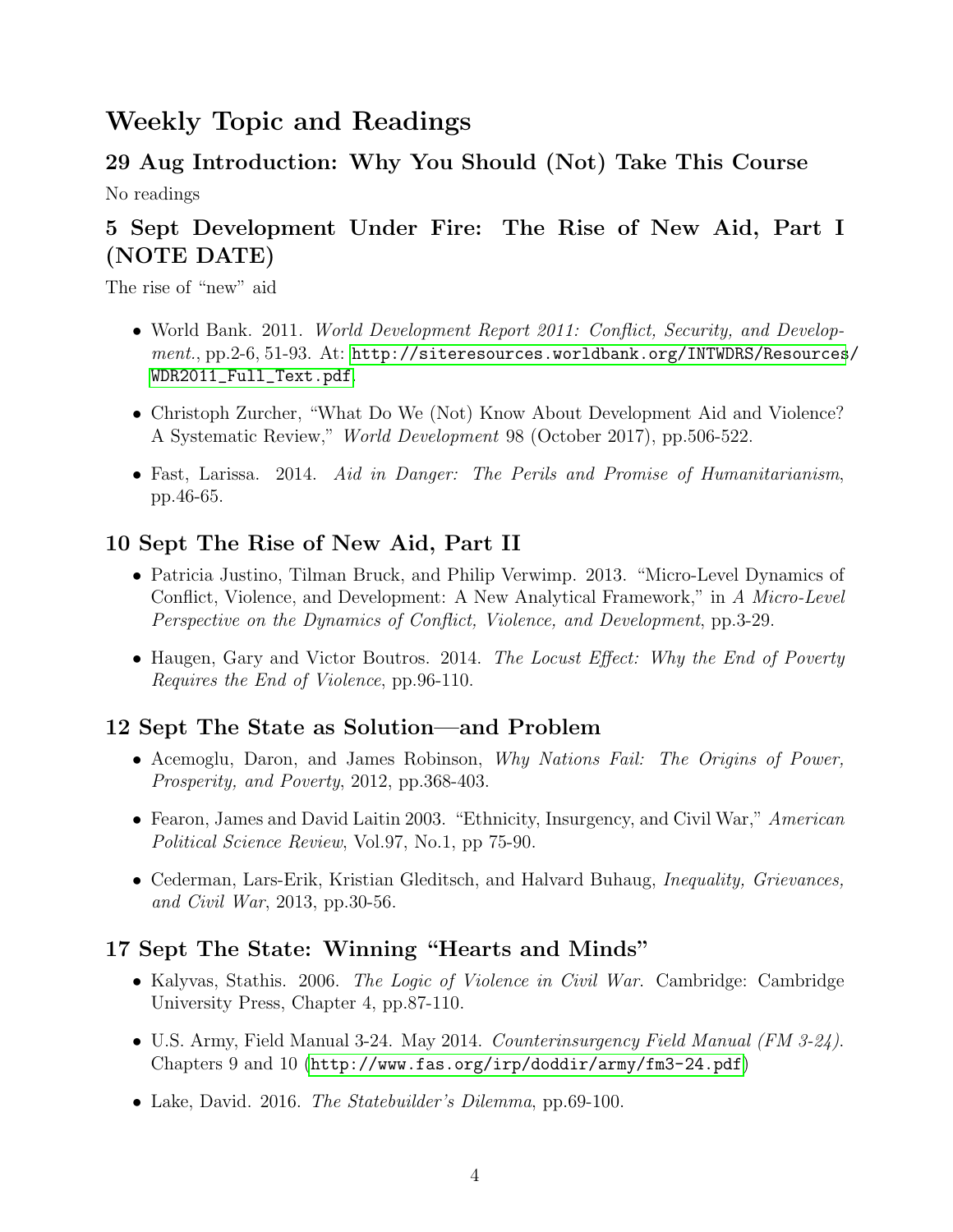# Weekly Topic and Readings

## 29 Aug Introduction: Why You Should (Not) Take This Course

No readings

## 5 Sept Development Under Fire: The Rise of New Aid, Part I (NOTE DATE)

The rise of "new" aid

- World Bank. 2011. *World Development Report 2011: Conflict, Security, and Development.*, pp.2-6, 51-93. At: http://siteresources.worldbank.org/INTWDRS/Resources/WDR2011_Full_Text.pdf
- Christoph Zurcher, "What Do We (Not) Know About Development Aid and Violence? A Systematic Review," *World Development* 98 (October 2017), pp.506-522.
- Fast, Larissa. 2014. *Aid in Danger: The Perils and Promise of Humanitarianism*, pp.46-65.

## 10 Sept The Rise of New Aid, Part II

- Patricia Justino, Tilman Bruck, and Philip Verwimp. 2013. "Micro-Level Dynamics of Conflict, Violence, and Development: A New Analytical Framework," in *A Micro-Level Perspective on the Dynamics of Conflict, Violence, and Development*, pp.3-29.
- Haugen, Gary and Victor Boutros. 2014. *The Locust Effect: Why the End of Poverty Requires the End of Violence*, pp.96-110.

## 12 Sept The State as Solution—and Problem

- Acemoglu, Daron, and James Robinson, *Why Nations Fail: The Origins of Power, Prosperity, and Poverty*, 2012, pp.368-403.
- Fearon, James and David Laitin 2003. "Ethnicity, Insurgency, and Civil War," *American Political Science Review*, Vol.97, No.1, pp 75-90.
- Cederman, Lars-Erik, Kristian Gleditsch, and Halvard Buhaug, *Inequality, Grievances, and Civil War*, 2013, pp.30-56.

## 17 Sept The State: Winning "Hearts and Minds"

- Kalyvas, Stathis. 2006. *The Logic of Violence in Civil War.* Cambridge: Cambridge University Press, Chapter 4, pp.87-110.
- U.S. Army, Field Manual 3-24. May 2014. *Counterinsurgency Field Manual (FM 3-24).* Chapters 9 and 10 (http://www.fas.org/irp/doddir/army/fm3-24.pdf)
- Lake, David. 2016. *The Statebuilder's Dilemma*, pp.69-100.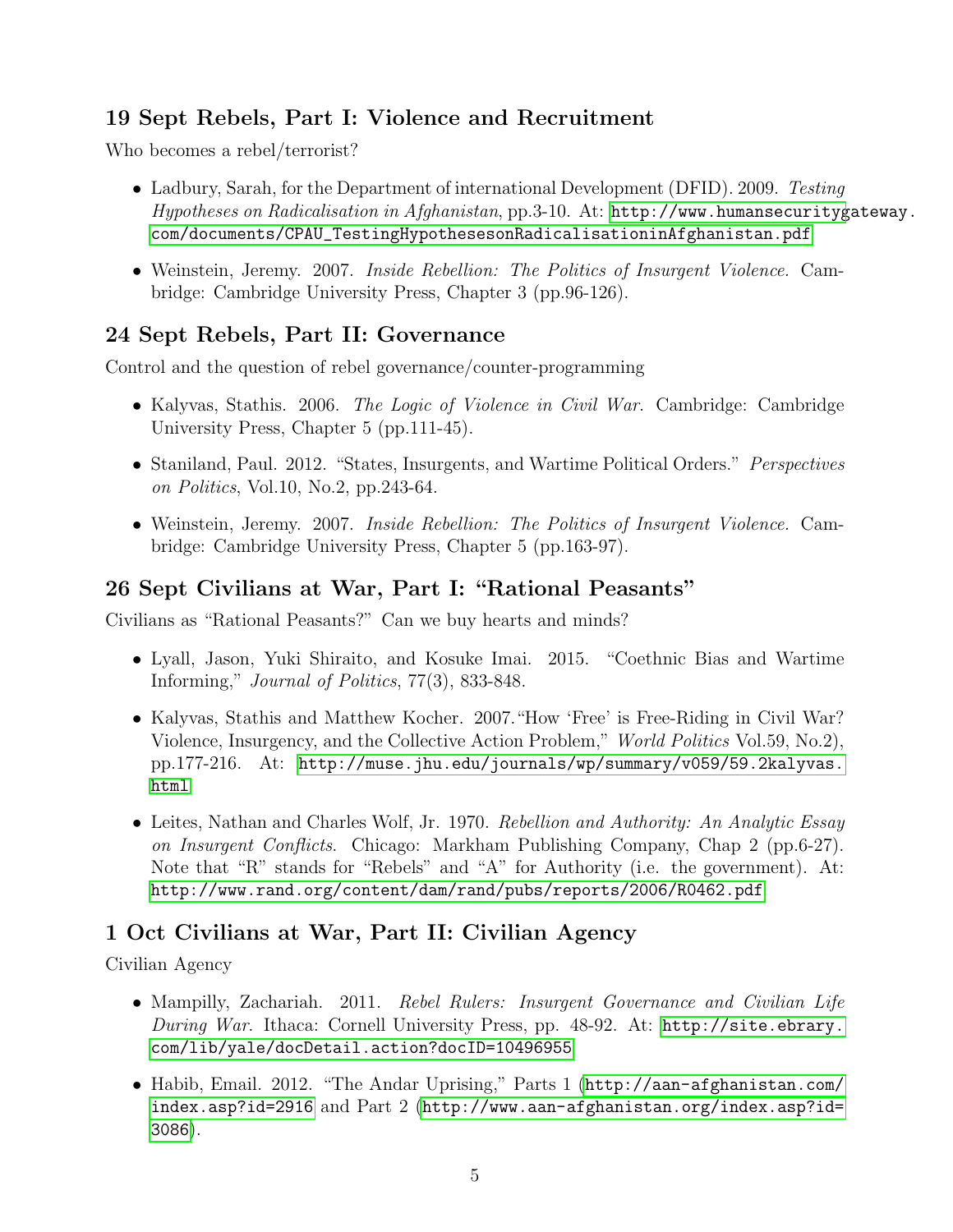### 19 Sept Rebels, Part I: Violence and Recruitment

Who becomes a rebel/terrorist?

- Ladbury, Sarah, for the Department of international Development (DFID). 2009. *Testing Hypotheses on Radicalisation in Afghanistan*, pp.3-10. At: http://www.humansecuritygateway.com/documents/CPAU_TestingHypothesesonRadicalisationinAfghanistan.pdf
- Weinstein, Jeremy. 2007. *Inside Rebellion: The Politics of Insurgent Violence.* Cambridge: Cambridge University Press, Chapter 3 (pp.96-126).

### 24 Sept Rebels, Part II: Governance

Control and the question of rebel governance/counter-programming

- Kalyvas, Stathis. 2006. *The Logic of Violence in Civil War.* Cambridge: Cambridge University Press, Chapter 5 (pp.111-45).
- Staniland, Paul. 2012. "States, Insurgents, and Wartime Political Orders." *Perspectives on Politics*, Vol.10, No.2, pp.243-64.
- Weinstein, Jeremy. 2007. *Inside Rebellion: The Politics of Insurgent Violence.* Cambridge: Cambridge University Press, Chapter 5 (pp.163-97).

### 26 Sept Civilians at War, Part I: "Rational Peasants"

Civilians as "Rational Peasants?" Can we buy hearts and minds?

- Lyall, Jason, Yuki Shiraito, and Kosuke Imai. 2015. "Coethnic Bias and Wartime Informing," *Journal of Politics*, 77(3), 833-848.
- Kalyvas, Stathis and Matthew Kocher. 2007."How 'Free' is Free-Riding in Civil War? Violence, Insurgency, and the Collective Action Problem," *World Politics* Vol.59, No.2), pp.177-216. At: http://muse.jhu.edu/journals/wp/summary/v059/59.2kalyvas.html
- Leites, Nathan and Charles Wolf, Jr. 1970. *Rebellion and Authority: An Analytic Essay on Insurgent Conflicts*. Chicago: Markham Publishing Company, Chap 2 (pp.6-27). Note that "R" stands for "Rebels" and "A" for Authority (i.e. the government). At: http://www.rand.org/content/dam/rand/pubs/reports/2006/R0462.pdf

### 1 Oct Civilians at War, Part II: Civilian Agency

Civilian Agency

- Mampilly, Zachariah. 2011. *Rebel Rulers: Insurgent Governance and Civilian Life During War.* Ithaca: Cornell University Press, pp. 48-92. At: http://site.ebrary.com/lib/yale/docDetail.action?docID=10496955
- Habib, Email. 2012. "The Andar Uprising," Parts 1 (http://aan-afghanistan.com/index.asp?id=2916 and Part 2 (http://www.aan-afghanistan.org/index.asp?id=3086).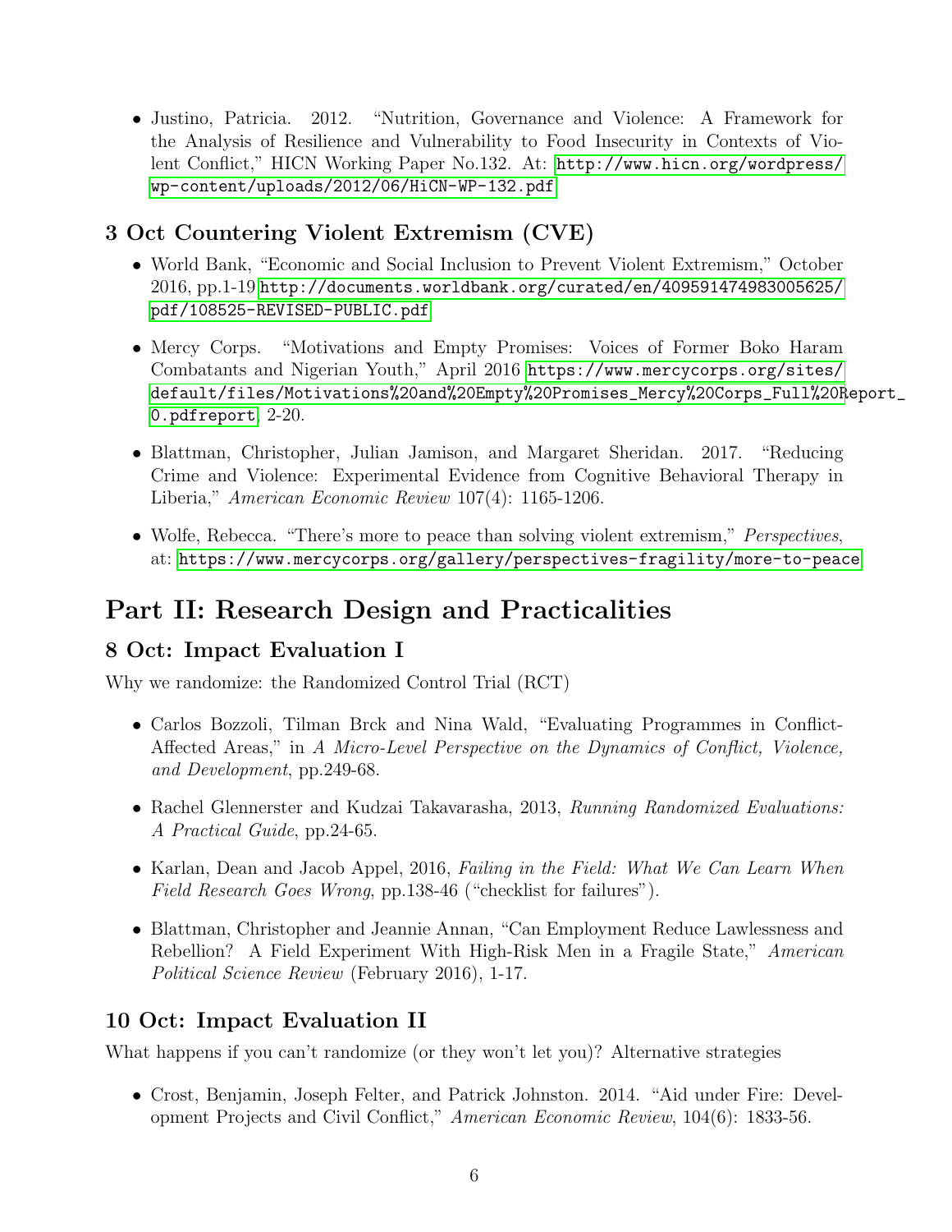- Justino, Patricia. 2012. "Nutrition, Governance and Violence: A Framework for the Analysis of Resilience and Vulnerability to Food Insecurity in Contexts of Violent Conflict," HICN Working Paper No.132. At: http://www.hicn.org/wordpress/wp-content/uploads/2012/06/HiCN-WP-132.pdf

### 3 Oct Countering Violent Extremism (CVE)

- World Bank, "Economic and Social Inclusion to Prevent Violent Extremism," October 2016, pp.1-19 http://documents.worldbank.org/curated/en/409591474983005625/pdf/108525-REVISED-PUBLIC.pdf
- Mercy Corps. "Motivations and Empty Promises: Voices of Former Boko Haram Combatants and Nigerian Youth," April 2016 https://www.mercycorps.org/sites/default/files/Motivations%20and%20Empty%20Promises_Mercy%20Corps_Full%20Report_0.pdfreport, 2-20.
- Blattman, Christopher, Julian Jamison, and Margaret Sheridan. 2017. "Reducing Crime and Violence: Experimental Evidence from Cognitive Behavioral Therapy in Liberia," *American Economic Review* 107(4): 1165-1206.
- Wolfe, Rebecca. "There's more to peace than solving violent extremism," *Perspectives*, at: https://www.mercycorps.org/gallery/perspectives-fragility/more-to-peace

## Part II: Research Design and Practicalities

### 8 Oct: Impact Evaluation I

Why we randomize: the Randomized Control Trial (RCT)

- Carlos Bozzoli, Tilman Brck and Nina Wald, "Evaluating Programmes in Conflict-Affected Areas," in *A Micro-Level Perspective on the Dynamics of Conflict, Violence, and Development*, pp.249-68.
- Rachel Glennerster and Kudzai Takavarasha, 2013, *Running Randomized Evaluations: A Practical Guide*, pp.24-65.
- Karlan, Dean and Jacob Appel, 2016, *Failing in the Field: What We Can Learn When Field Research Goes Wrong*, pp.138-46 ("checklist for failures").
- Blattman, Christopher and Jeannie Annan, "Can Employment Reduce Lawlessness and Rebellion? A Field Experiment With High-Risk Men in a Fragile State," *American Political Science Review* (February 2016), 1-17.

### 10 Oct: Impact Evaluation II

What happens if you can't randomize (or they won't let you)? Alternative strategies

- Crost, Benjamin, Joseph Felter, and Patrick Johnston. 2014. "Aid under Fire: Development Projects and Civil Conflict," *American Economic Review*, 104(6): 1833-56.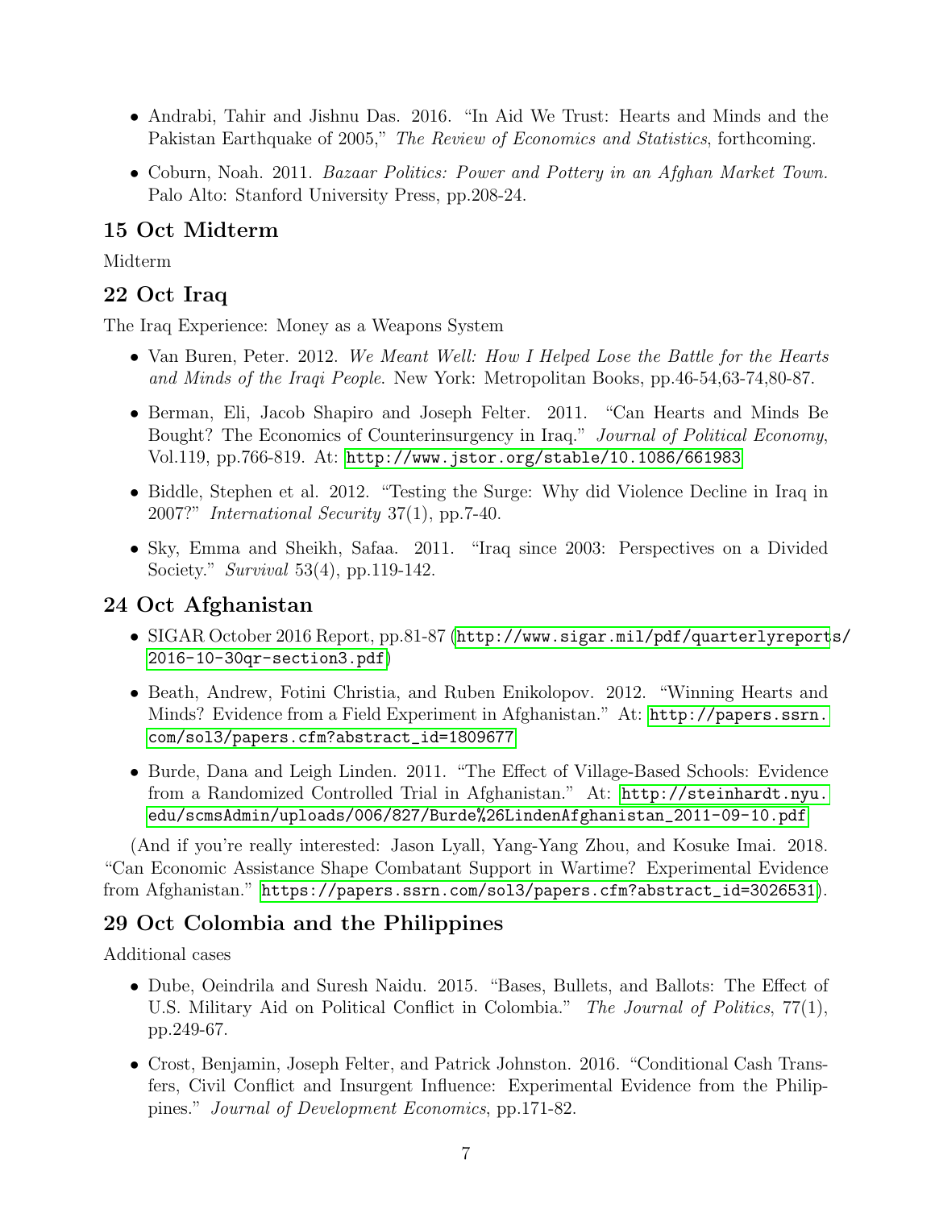- Andrabi, Tahir and Jishnu Das. 2016. "In Aid We Trust: Hearts and Minds and the Pakistan Earthquake of 2005," *The Review of Economics and Statistics*, forthcoming.
- Coburn, Noah. 2011. *Bazaar Politics: Power and Pottery in an Afghan Market Town.* Palo Alto: Stanford University Press, pp.208-24.

## 15 Oct Midterm

Midterm

## 22 Oct Iraq

The Iraq Experience: Money as a Weapons System

- Van Buren, Peter. 2012. *We Meant Well: How I Helped Lose the Battle for the Hearts and Minds of the Iraqi People*. New York: Metropolitan Books, pp.46-54,63-74,80-87.
- Berman, Eli, Jacob Shapiro and Joseph Felter. 2011. "Can Hearts and Minds Be Bought? The Economics of Counterinsurgency in Iraq." *Journal of Political Economy*, Vol.119, pp.766-819. At: http://www.jstor.org/stable/10.1086/661983
- Biddle, Stephen et al. 2012. "Testing the Surge: Why did Violence Decline in Iraq in 2007?" *International Security* 37(1), pp.7-40.
- Sky, Emma and Sheikh, Safaa. 2011. "Iraq since 2003: Perspectives on a Divided Society." *Survival* 53(4), pp.119-142.

## 24 Oct Afghanistan

- SIGAR October 2016 Report, pp.81-87 (http://www.sigar.mil/pdf/quarterlyreports/2016-10-30qr-section3.pdf)
- Beath, Andrew, Fotini Christia, and Ruben Enikolopov. 2012. "Winning Hearts and Minds? Evidence from a Field Experiment in Afghanistan." At: http://papers.ssrn.com/sol3/papers.cfm?abstract_id=1809677
- Burde, Dana and Leigh Linden. 2011. "The Effect of Village-Based Schools: Evidence from a Randomized Controlled Trial in Afghanistan." At: http://steinhardt.nyu.edu/scmsAdmin/uploads/006/827/Burde%26LindenAfghanistan_2011-09-10.pdf

(And if you're really interested: Jason Lyall, Yang-Yang Zhou, and Kosuke Imai. 2018. "Can Economic Assistance Shape Combatant Support in Wartime? Experimental Evidence from Afghanistan." https://papers.ssrn.com/sol3/papers.cfm?abstract_id=3026531).

## 29 Oct Colombia and the Philippines

Additional cases

- Dube, Oeindrila and Suresh Naidu. 2015. "Bases, Bullets, and Ballots: The Effect of U.S. Military Aid on Political Conflict in Colombia." *The Journal of Politics*, 77(1), pp.249-67.
- Crost, Benjamin, Joseph Felter, and Patrick Johnston. 2016. "Conditional Cash Transfers, Civil Conflict and Insurgent Influence: Experimental Evidence from the Philippines." *Journal of Development Economics*, pp.171-82.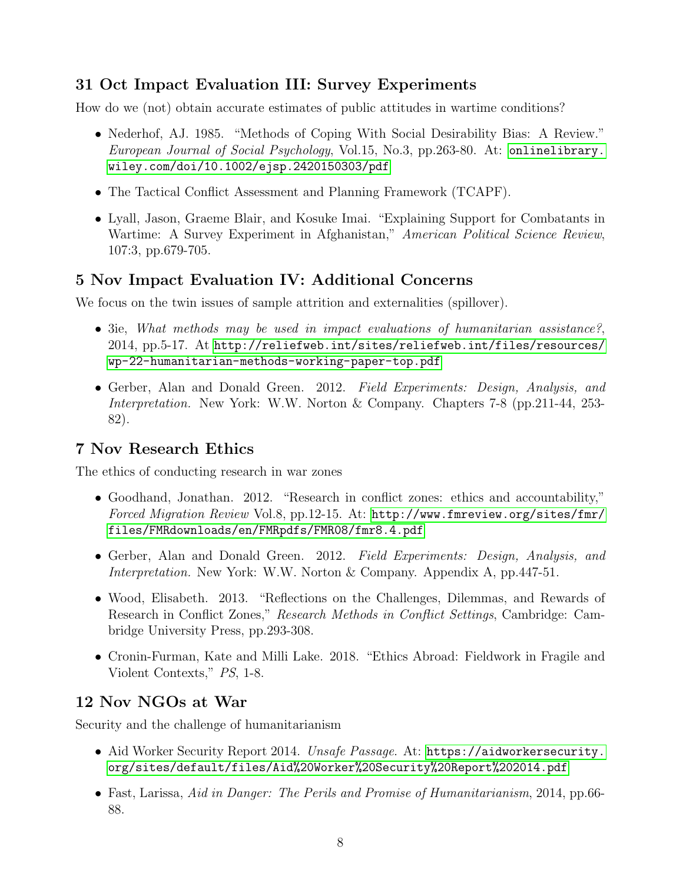## 31 Oct Impact Evaluation III: Survey Experiments

How do we (not) obtain accurate estimates of public attitudes in wartime conditions?

- Nederhof, AJ. 1985. "Methods of Coping With Social Desirability Bias: A Review." *European Journal of Social Psychology*, Vol.15, No.3, pp.263-80. At: onlinelibrary.wiley.com/doi/10.1002/ejsp.2420150303/pdf
- The Tactical Conflict Assessment and Planning Framework (TCAPF).
- Lyall, Jason, Graeme Blair, and Kosuke Imai. "Explaining Support for Combatants in Wartime: A Survey Experiment in Afghanistan," *American Political Science Review*, 107:3, pp.679-705.

## 5 Nov Impact Evaluation IV: Additional Concerns

We focus on the twin issues of sample attrition and externalities (spillover).

- 3ie, *What methods may be used in impact evaluations of humanitarian assistance?*, 2014, pp.5-17. At http://reliefweb.int/sites/reliefweb.int/files/resources/wp-22-humanitarian-methods-working-paper-top.pdf
- Gerber, Alan and Donald Green. 2012. *Field Experiments: Design, Analysis, and Interpretation.* New York: W.W. Norton & Company. Chapters 7-8 (pp.211-44, 253-82).

## 7 Nov Research Ethics

The ethics of conducting research in war zones

- Goodhand, Jonathan. 2012. "Research in conflict zones: ethics and accountability," *Forced Migration Review* Vol.8, pp.12-15. At: http://www.fmreview.org/sites/fmr/files/FMRdownloads/en/FMRpdfs/FMR08/fmr8.4.pdf
- Gerber, Alan and Donald Green. 2012. *Field Experiments: Design, Analysis, and Interpretation.* New York: W.W. Norton & Company. Appendix A, pp.447-51.
- Wood, Elisabeth. 2013. "Reflections on the Challenges, Dilemmas, and Rewards of Research in Conflict Zones," *Research Methods in Conflict Settings*, Cambridge: Cambridge University Press, pp.293-308.
- Cronin-Furman, Kate and Milli Lake. 2018. "Ethics Abroad: Fieldwork in Fragile and Violent Contexts," *PS*, 1-8.

## 12 Nov NGOs at War

Security and the challenge of humanitarianism

- Aid Worker Security Report 2014. *Unsafe Passage.* At: https://aidworkersecurity.org/sites/default/files/Aid%20Worker%20Security%20Report%202014.pdf
- Fast, Larissa, *Aid in Danger: The Perils and Promise of Humanitarianism*, 2014, pp.66-88.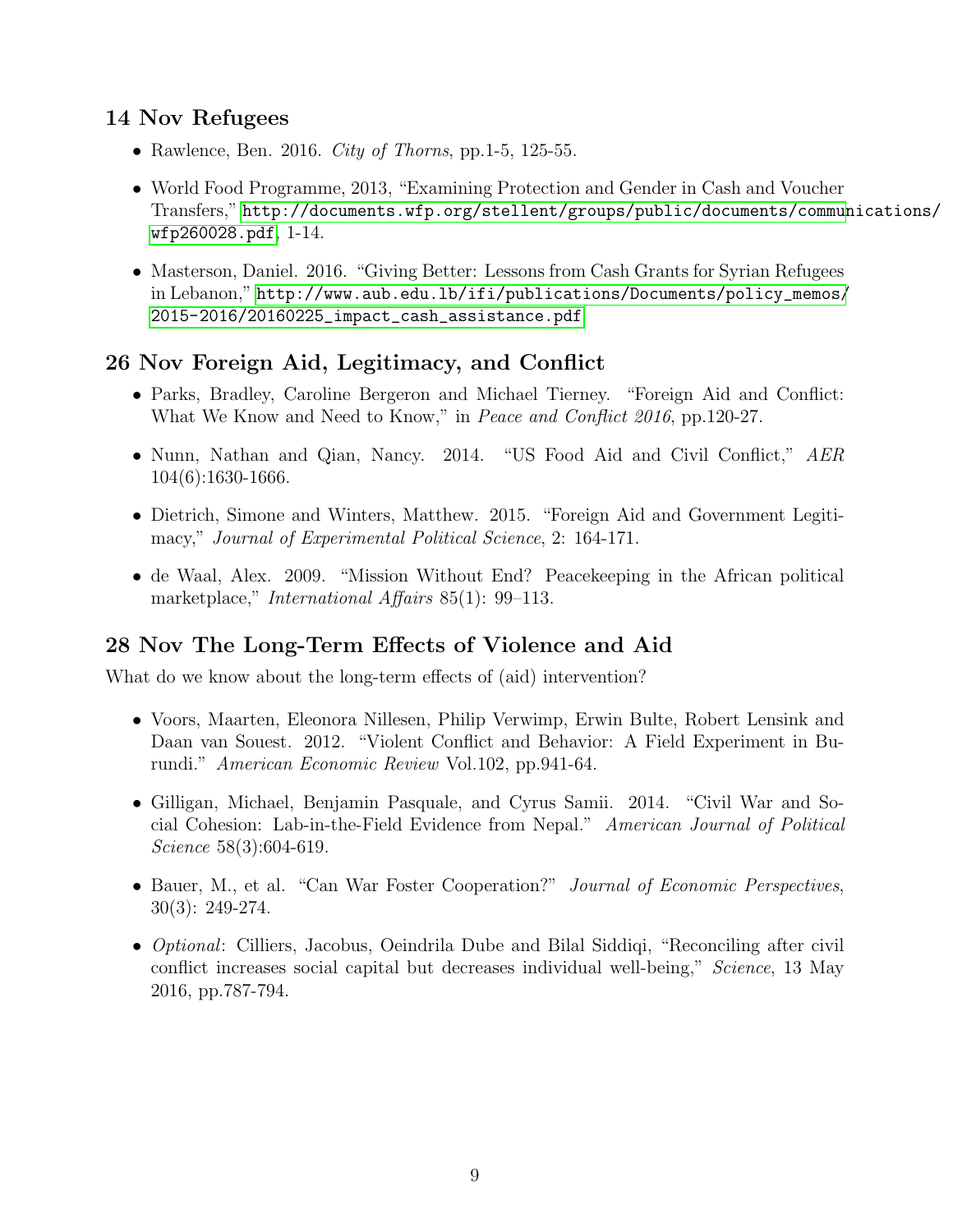## 14 Nov Refugees

- Rawlence, Ben. 2016. *City of Thorns*, pp.1-5, 125-55.
- World Food Programme, 2013, "Examining Protection and Gender in Cash and Voucher Transfers," http://documents.wfp.org/stellent/groups/public/documents/communications/wfp260028.pdf, 1-14.
- Masterson, Daniel. 2016. "Giving Better: Lessons from Cash Grants for Syrian Refugees in Lebanon," http://www.aub.edu.lb/ifi/publications/Documents/policy_memos/2015-2016/20160225_impact_cash_assistance.pdf

## 26 Nov Foreign Aid, Legitimacy, and Conflict

- Parks, Bradley, Caroline Bergeron and Michael Tierney. "Foreign Aid and Conflict: What We Know and Need to Know," in *Peace and Conflict 2016*, pp.120-27.
- Nunn, Nathan and Qian, Nancy. 2014. "US Food Aid and Civil Conflict," *AER* 104(6):1630-1666.
- Dietrich, Simone and Winters, Matthew. 2015. "Foreign Aid and Government Legitimacy," *Journal of Experimental Political Science*, 2: 164-171.
- de Waal, Alex. 2009. "Mission Without End? Peacekeeping in the African political marketplace," *International Affairs* 85(1): 99–113.

## 28 Nov The Long-Term Effects of Violence and Aid

What do we know about the long-term effects of (aid) intervention?

- Voors, Maarten, Eleonora Nillesen, Philip Verwimp, Erwin Bulte, Robert Lensink and Daan van Souest. 2012. "Violent Conflict and Behavior: A Field Experiment in Burundi." *American Economic Review* Vol.102, pp.941-64.
- Gilligan, Michael, Benjamin Pasquale, and Cyrus Samii. 2014. "Civil War and Social Cohesion: Lab-in-the-Field Evidence from Nepal." *American Journal of Political Science* 58(3):604-619.
- Bauer, M., et al. "Can War Foster Cooperation?" *Journal of Economic Perspectives*, 30(3): 249-274.
- *Optional*: Cilliers, Jacobus, Oeindrila Dube and Bilal Siddiqi, "Reconciling after civil conflict increases social capital but decreases individual well-being," *Science*, 13 May 2016, pp.787-794.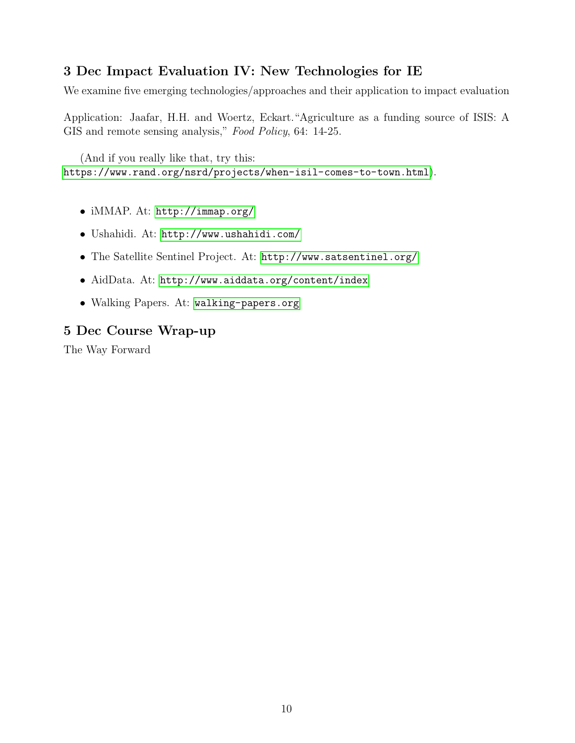### 3 Dec Impact Evaluation IV: New Technologies for IE

We examine five emerging technologies/approaches and their application to impact evaluation

Application: Jaafar, H.H. and Woertz, Eckart. "Agriculture as a funding source of ISIS: A GIS and remote sensing analysis," *Food Policy*, 64: 14-25.

(And if you really like that, try this: https://www.rand.org/nsrd/projects/when-isil-comes-to-town.html).

- iMMAP. At: http://immap.org/
- Ushahidi. At: http://www.ushahidi.com/
- The Satellite Sentinel Project. At: http://www.satsentinel.org/
- AidData. At: http://www.aiddata.org/content/index
- Walking Papers. At: walking-papers.org

### 5 Dec Course Wrap-up

The Way Forward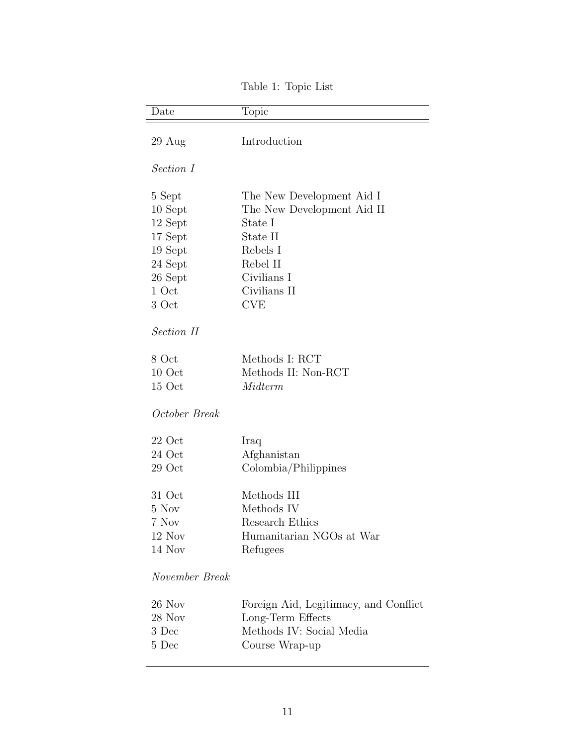Table 1: Topic List

| Date | Topic |
| --- | --- |
| 29 Aug | Introduction |
| *Section I* | |
| 5 Sept | The New Development Aid I |
| 10 Sept | The New Development Aid II |
| 12 Sept | State I |
| 17 Sept | State II |
| 19 Sept | Rebels I |
| 24 Sept | Rebel II |
| 26 Sept | Civilians I |
| 1 Oct | Civilians II |
| 3 Oct | CVE |
| *Section II* | |
| 8 Oct | Methods I: RCT |
| 10 Oct | Methods II: Non-RCT |
| 15 Oct | *Midterm* |
| *October Break* | |
| 22 Oct | Iraq |
| 24 Oct | Afghanistan |
| 29 Oct | Colombia/Philippines |
| 31 Oct | Methods III |
| 5 Nov | Methods IV |
| 7 Nov | Research Ethics |
| 12 Nov | Humanitarian NGOs at War |
| 14 Nov | Refugees |
| *November Break* | |
| 26 Nov | Foreign Aid, Legitimacy, and Conflict |
| 28 Nov | Long-Term Effects |
| 3 Dec | Methods IV: Social Media |
| 5 Dec | Course Wrap-up |